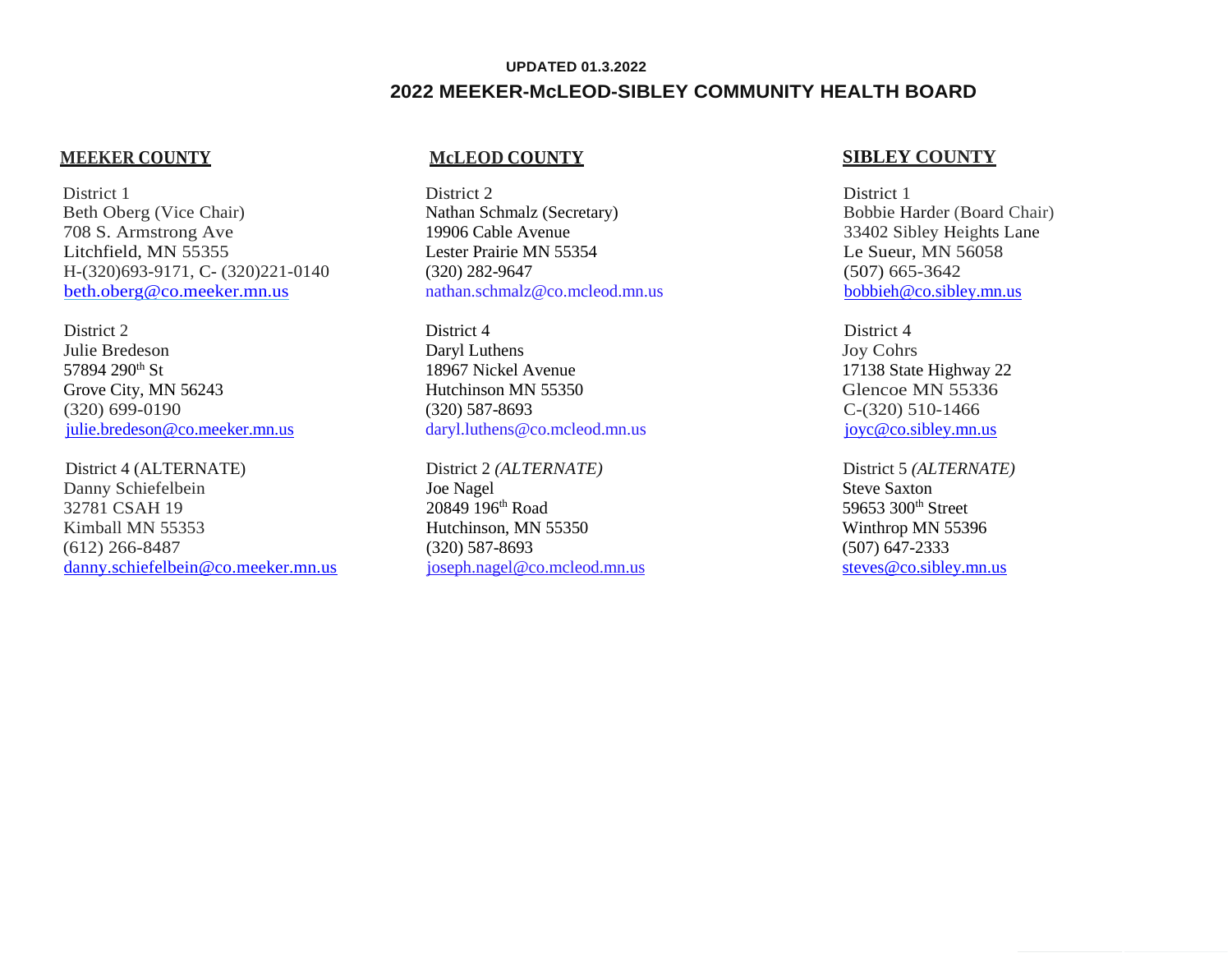**UPDATED 01.3.2022**

# 2022 MEEKER-McLEOD-SIBLEY COMMUNITY HEALTH BOARD

## MEEKER COUNTY

District 1
Beth Oberg (Vice Chair)
708 S. Armstrong Ave
Litchfield, MN 55355
H-(320)693-9171, C- (320)221-0140
beth.oberg@co.meeker.mn.us

District 2
Julie Bredeson
57894 290th St
Grove City, MN 56243
(320) 699-0190
julie.bredeson@co.meeker.mn.us

District 4 (ALTERNATE)
Danny Schiefelbein
32781 CSAH 19
Kimball MN 55353
(612) 266-8487
danny.schiefelbein@co.meeker.mn.us

## McLEOD COUNTY

District 2
Nathan Schmalz (Secretary)
19906 Cable Avenue
Lester Prairie MN 55354
(320) 282-9647
nathan.schmalz@co.mcleod.mn.us

District 4
Daryl Luthens
18967 Nickel Avenue
Hutchinson MN 55350
(320) 587-8693
daryl.luthens@co.mcleod.mn.us

District 2 *(ALTERNATE)*
Joe Nagel
20849 196th Road
Hutchinson, MN 55350
(320) 587-8693
joseph.nagel@co.mcleod.mn.us

## SIBLEY COUNTY

District 1
Bobbie Harder (Board Chair)
33402 Sibley Heights Lane
Le Sueur, MN 56058
(507) 665-3642
bobbieh@co.sibley.mn.us

District 4
Joy Cohrs
17138 State Highway 22
Glencoe MN 55336
C-(320) 510-1466
joyc@co.sibley.mn.us

District 5 *(ALTERNATE)*
Steve Saxton
59653 300th Street
Winthrop MN 55396
(507) 647-2333
steves@co.sibley.mn.us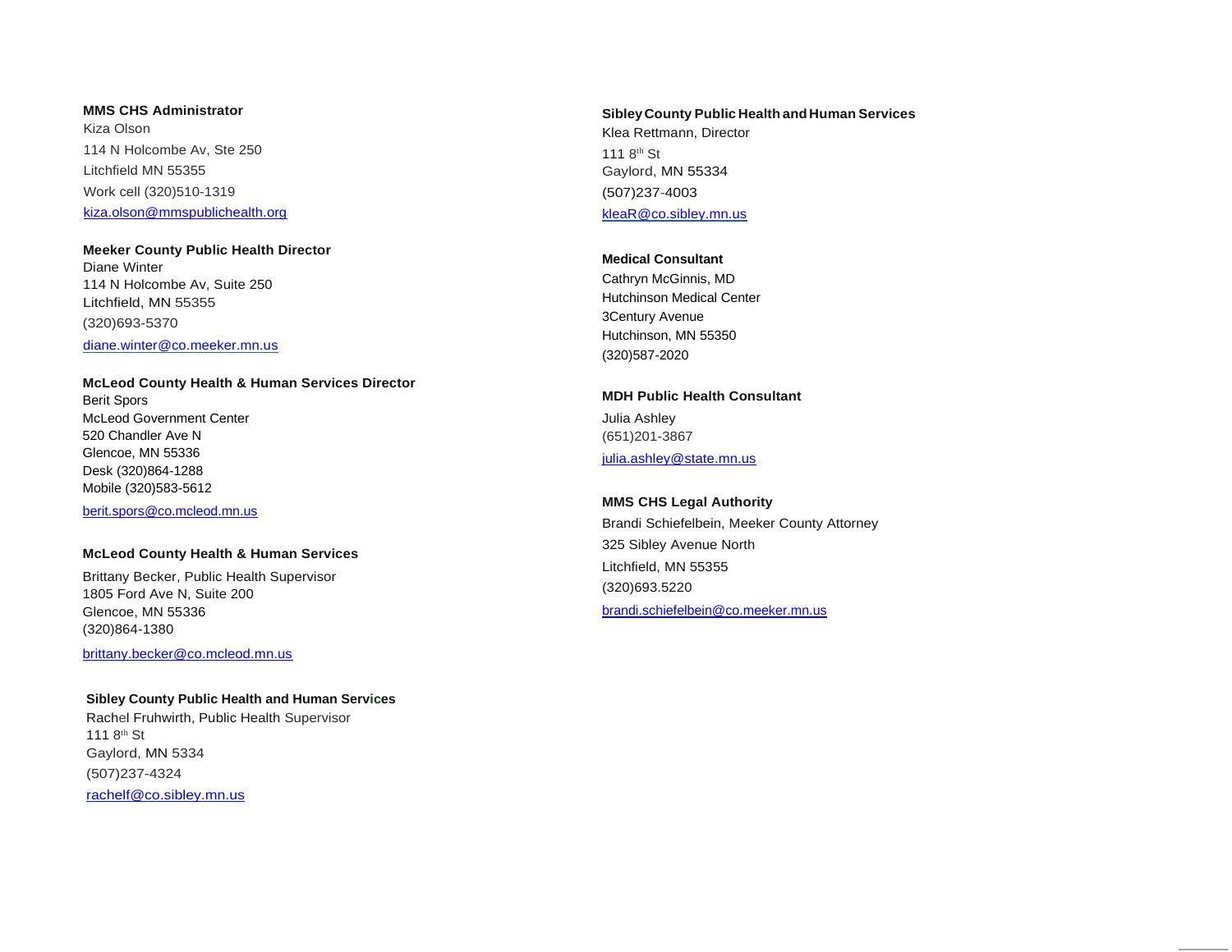**MMS CHS Administrator**
Kiza Olson
114 N Holcombe Av, Ste 250
Litchfield MN 55355
Work cell (320)510-1319
kiza.olson@mmspublichealth.org

**Meeker County Public Health Director**
Diane Winter
114 N Holcombe Av, Suite 250
Litchfield, MN 55355
(320)693-5370
diane.winter@co.meeker.mn.us

**McLeod County Health & Human Services Director**
Berit Spors
McLeod Government Center
520 Chandler Ave N
Glencoe, MN 55336
Desk (320)864-1288
Mobile (320)583-5612
berit.spors@co.mcleod.mn.us

**McLeod County Health & Human Services**
Brittany Becker, Public Health Supervisor
1805 Ford Ave N, Suite 200
Glencoe, MN 55336
(320)864-1380
brittany.becker@co.mcleod.mn.us

**Sibley County Public Health and Human Services**
Rachel Fruhwirth, Public Health Supervisor
111 8th St
Gaylord, MN 5334
(507)237-4324
rachelf@co.sibley.mn.us

**Sibley County Public Health and Human Services**
Klea Rettmann, Director
111 8th St
Gaylord, MN 55334
(507)237-4003
kleaR@co.sibley.mn.us

**Medical Consultant**
Cathryn McGinnis, MD
Hutchinson Medical Center
3Century Avenue
Hutchinson, MN 55350
(320)587-2020

**MDH Public Health Consultant**
Julia Ashley
(651)201-3867
julia.ashley@state.mn.us

**MMS CHS Legal Authority**
Brandi Schiefelbein, Meeker County Attorney
325 Sibley Avenue North
Litchfield, MN 55355
(320)693.5220
brandi.schiefelbein@co.meeker.mn.us